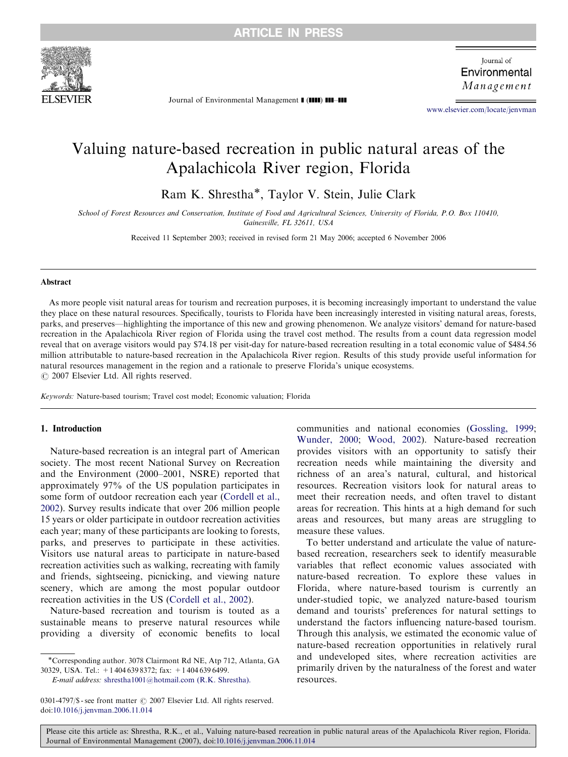# Valuing nature-based recreation in public natural areas of the Apalachicola River region, Florida

Ram K. Shrestha*, Taylor V. Stein, Julie Clark

*School of Forest Resources and Conservation, Institute of Food and Agricultural Sciences, University of Florida, P.O. Box 110410, Gainesville, FL 32611, USA*

Received 11 September 2003; received in revised form 21 May 2006; accepted 6 November 2006

## Abstract

As more people visit natural areas for tourism and recreation purposes, it is becoming increasingly important to understand the value they place on these natural resources. Specifically, tourists to Florida have been increasingly interested in visiting natural areas, forests, parks, and preserves—highlighting the importance of this new and growing phenomenon. We analyze visitors' demand for nature-based recreation in the Apalachicola River region of Florida using the travel cost method. The results from a count data regression model reveal that on average visitors would pay \$74.18 per visit-day for nature-based recreation resulting in a total economic value of \$484.56 million attributable to nature-based recreation in the Apalachicola River region. Results of this study provide useful information for natural resources management in the region and a rationale to preserve Florida's unique ecosystems.

© 2007 Elsevier Ltd. All rights reserved.

*Keywords:* Nature-based tourism; Travel cost model; Economic valuation; Florida

## 1. Introduction

Nature-based recreation is an integral part of American society. The most recent National Survey on Recreation and the Environment (2000–2001, NSRE) reported that approximately 97% of the US population participates in some form of outdoor recreation each year (Cordell et al., 2002). Survey results indicate that over 206 million people 15 years or older participate in outdoor recreation activities each year; many of these participants are looking to forests, parks, and preserves to participate in these activities. Visitors use natural areas to participate in nature-based recreation activities such as walking, recreating with family and friends, sightseeing, picnicking, and viewing nature scenery, which are among the most popular outdoor recreation activities in the US (Cordell et al., 2002).

Nature-based recreation and tourism is touted as a sustainable means to preserve natural resources while providing a diversity of economic benefits to local communities and national economies (Gossling, 1999; Wunder, 2000; Wood, 2002). Nature-based recreation provides visitors with an opportunity to satisfy their recreation needs while maintaining the diversity and richness of an area's natural, cultural, and historical resources. Recreation visitors look for natural areas to meet their recreation needs, and often travel to distant areas for recreation. This hints at a high demand for such areas and resources, but many areas are struggling to measure these values.

To better understand and articulate the value of nature-based recreation, researchers seek to identify measurable variables that reflect economic values associated with nature-based recreation. To explore these values in Florida, where nature-based tourism is currently an under-studied topic, we analyzed nature-based tourism demand and tourists' preferences for natural settings to understand the factors influencing nature-based tourism. Through this analysis, we estimated the economic value of nature-based recreation opportunities in relatively rural and undeveloped sites, where recreation activities are primarily driven by the naturalness of the forest and water resources.

*Corresponding author. 3078 Clairmont Rd NE, Atp 712, Atlanta, GA 30329, USA. Tel.: +1 404 639 8372; fax: +1 404 639 6499.
*E-mail address:* shrestha1001@hotmail.com (R.K. Shrestha).

0301-4797/\$ - see front matter © 2007 Elsevier Ltd. All rights reserved.
doi:10.1016/j.jenvman.2006.11.014

Please cite this article as: Shrestha, R.K., et al., Valuing nature-based recreation in public natural areas of the Apalachicola River region, Florida. Journal of Environmental Management (2007), doi:10.1016/j.jenvman.2006.11.014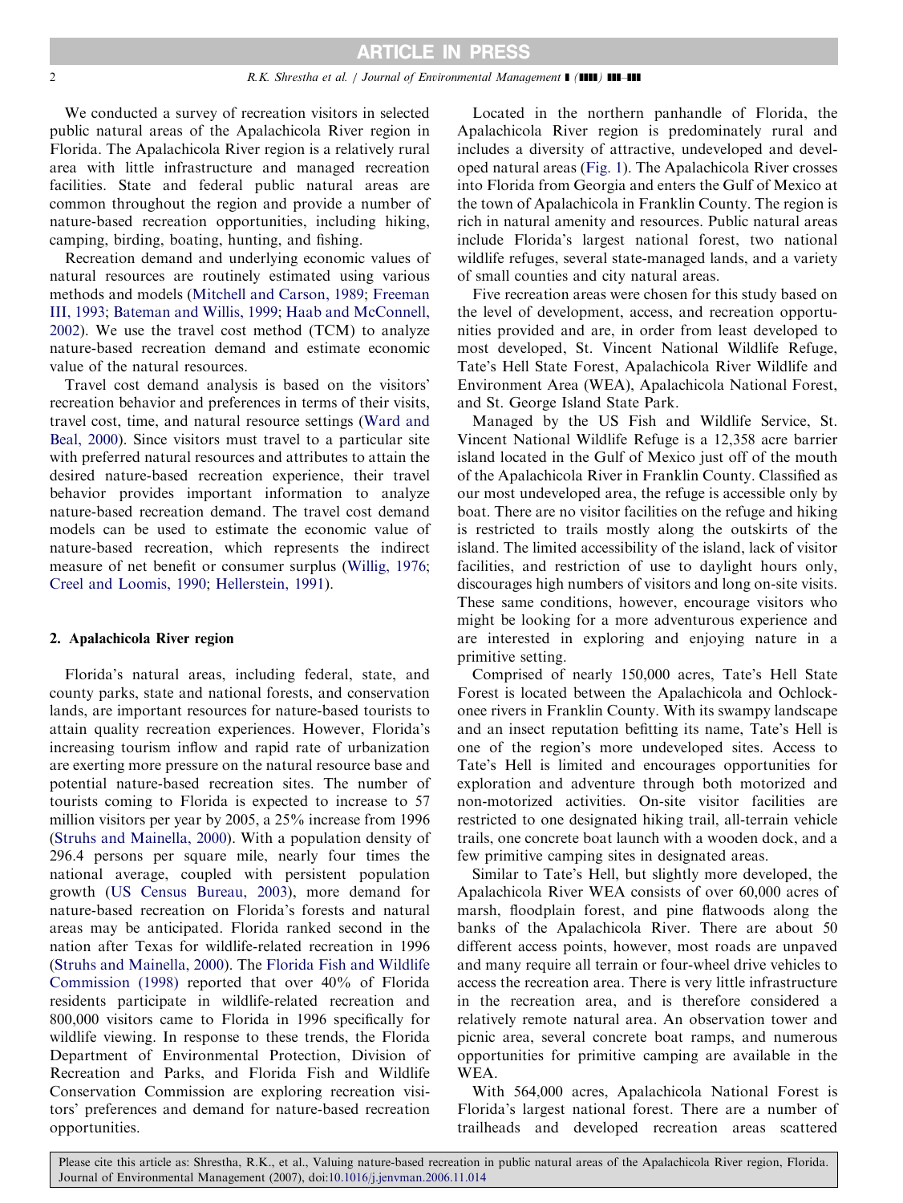We conducted a survey of recreation visitors in selected public natural areas of the Apalachicola River region in Florida. The Apalachicola River region is a relatively rural area with little infrastructure and managed recreation facilities. State and federal public natural areas are common throughout the region and provide a number of nature-based recreation opportunities, including hiking, camping, birding, boating, hunting, and fishing.

Recreation demand and underlying economic values of natural resources are routinely estimated using various methods and models (Mitchell and Carson, 1989; Freeman III, 1993; Bateman and Willis, 1999; Haab and McConnell, 2002). We use the travel cost method (TCM) to analyze nature-based recreation demand and estimate economic value of the natural resources.

Travel cost demand analysis is based on the visitors' recreation behavior and preferences in terms of their visits, travel cost, time, and natural resource settings (Ward and Beal, 2000). Since visitors must travel to a particular site with preferred natural resources and attributes to attain the desired nature-based recreation experience, their travel behavior provides important information to analyze nature-based recreation demand. The travel cost demand models can be used to estimate the economic value of nature-based recreation, which represents the indirect measure of net benefit or consumer surplus (Willig, 1976; Creel and Loomis, 1990; Hellerstein, 1991).

## 2. Apalachicola River region

Florida's natural areas, including federal, state, and county parks, state and national forests, and conservation lands, are important resources for nature-based tourists to attain quality recreation experiences. However, Florida's increasing tourism inflow and rapid rate of urbanization are exerting more pressure on the natural resource base and potential nature-based recreation sites. The number of tourists coming to Florida is expected to increase to 57 million visitors per year by 2005, a 25% increase from 1996 (Struhs and Mainella, 2000). With a population density of 296.4 persons per square mile, nearly four times the national average, coupled with persistent population growth (US Census Bureau, 2003), more demand for nature-based recreation on Florida's forests and natural areas may be anticipated. Florida ranked second in the nation after Texas for wildlife-related recreation in 1996 (Struhs and Mainella, 2000). The Florida Fish and Wildlife Commission (1998) reported that over 40% of Florida residents participate in wildlife-related recreation and 800,000 visitors came to Florida in 1996 specifically for wildlife viewing. In response to these trends, the Florida Department of Environmental Protection, Division of Recreation and Parks, and Florida Fish and Wildlife Conservation Commission are exploring recreation visitors' preferences and demand for nature-based recreation opportunities.

Located in the northern panhandle of Florida, the Apalachicola River region is predominately rural and includes a diversity of attractive, undeveloped and developed natural areas (Fig. 1). The Apalachicola River crosses into Florida from Georgia and enters the Gulf of Mexico at the town of Apalachicola in Franklin County. The region is rich in natural amenity and resources. Public natural areas include Florida's largest national forest, two national wildlife refuges, several state-managed lands, and a variety of small counties and city natural areas.

Five recreation areas were chosen for this study based on the level of development, access, and recreation opportunities provided and are, in order from least developed to most developed, St. Vincent National Wildlife Refuge, Tate's Hell State Forest, Apalachicola River Wildlife and Environment Area (WEA), Apalachicola National Forest, and St. George Island State Park.

Managed by the US Fish and Wildlife Service, St. Vincent National Wildlife Refuge is a 12,358 acre barrier island located in the Gulf of Mexico just off of the mouth of the Apalachicola River in Franklin County. Classified as our most undeveloped area, the refuge is accessible only by boat. There are no visitor facilities on the refuge and hiking is restricted to trails mostly along the outskirts of the island. The limited accessibility of the island, lack of visitor facilities, and restriction of use to daylight hours only, discourages high numbers of visitors and long on-site visits. These same conditions, however, encourage visitors who might be looking for a more adventurous experience and are interested in exploring and enjoying nature in a primitive setting.

Comprised of nearly 150,000 acres, Tate's Hell State Forest is located between the Apalachicola and Ochlockonee rivers in Franklin County. With its swampy landscape and an insect reputation befitting its name, Tate's Hell is one of the region's more undeveloped sites. Access to Tate's Hell is limited and encourages opportunities for exploration and adventure through both motorized and non-motorized activities. On-site visitor facilities are restricted to one designated hiking trail, all-terrain vehicle trails, one concrete boat launch with a wooden dock, and a few primitive camping sites in designated areas.

Similar to Tate's Hell, but slightly more developed, the Apalachicola River WEA consists of over 60,000 acres of marsh, floodplain forest, and pine flatwoods along the banks of the Apalachicola River. There are about 50 different access points, however, most roads are unpaved and many require all terrain or four-wheel drive vehicles to access the recreation area. There is very little infrastructure in the recreation area, and is therefore considered a relatively remote natural area. An observation tower and picnic area, several concrete boat ramps, and numerous opportunities for primitive camping are available in the WEA.

With 564,000 acres, Apalachicola National Forest is Florida's largest national forest. There are a number of trailheads and developed recreation areas scattered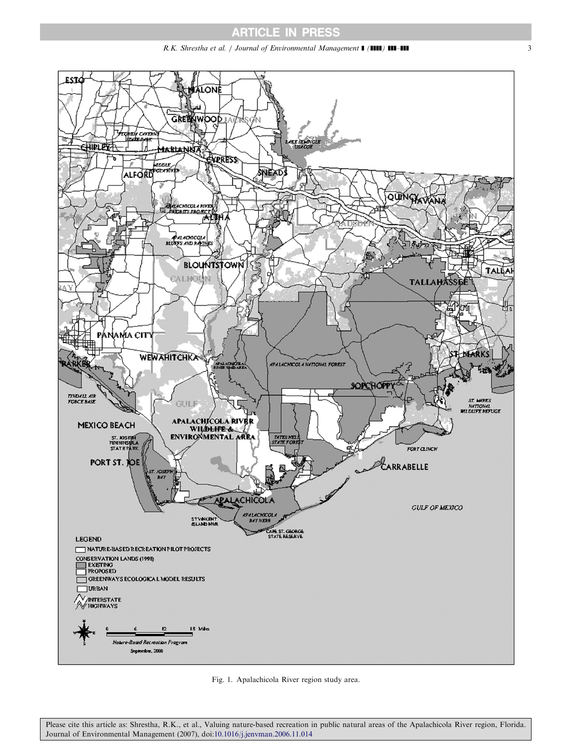Fig. 1. Apalachicola River region study area.

Please cite this article as: Shrestha, R.K., et al., Valuing nature-based recreation in public natural areas of the Apalachicola River region, Florida. Journal of Environmental Management (2007), doi:10.1016/j.jenvman.2006.11.014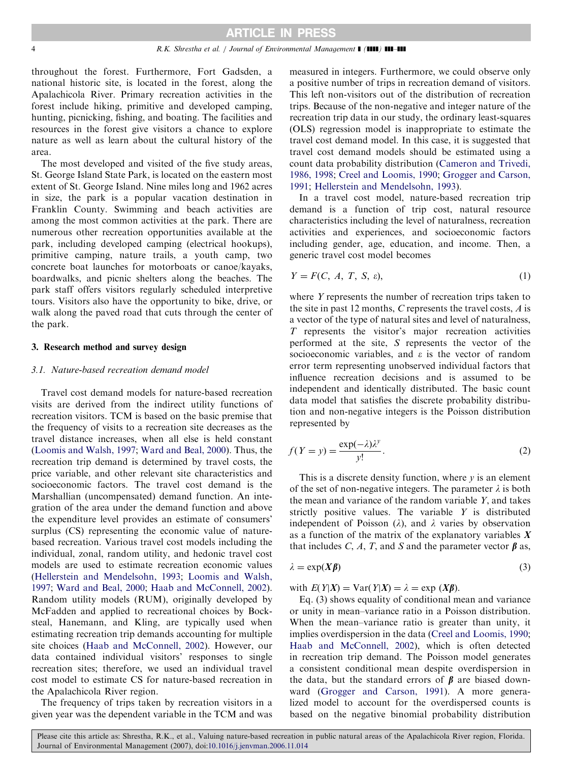throughout the forest. Furthermore, Fort Gadsden, a national historic site, is located in the forest, along the Apalachicola River. Primary recreation activities in the forest include hiking, primitive and developed camping, hunting, picnicking, fishing, and boating. The facilities and resources in the forest give visitors a chance to explore nature as well as learn about the cultural history of the area.

The most developed and visited of the five study areas, St. George Island State Park, is located on the eastern most extent of St. George Island. Nine miles long and 1962 acres in size, the park is a popular vacation destination in Franklin County. Swimming and beach activities are among the most common activities at the park. There are numerous other recreation opportunities available at the park, including developed camping (electrical hookups), primitive camping, nature trails, a youth camp, two concrete boat launches for motorboats or canoe/kayaks, boardwalks, and picnic shelters along the beaches. The park staff offers visitors regularly scheduled interpretive tours. Visitors also have the opportunity to bike, drive, or walk along the paved road that cuts through the center of the park.

## 3. Research method and survey design

### 3.1. Nature-based recreation demand model

Travel cost demand models for nature-based recreation visits are derived from the indirect utility functions of recreation visitors. TCM is based on the basic premise that the frequency of visits to a recreation site decreases as the travel distance increases, when all else is held constant (Loomis and Walsh, 1997; Ward and Beal, 2000). Thus, the recreation trip demand is determined by travel costs, the price variable, and other relevant site characteristics and socioeconomic factors. The travel cost demand is the Marshallian (uncompensated) demand function. An integration of the area under the demand function and above the expenditure level provides an estimate of consumers' surplus (CS) representing the economic value of nature-based recreation. Various travel cost models including the individual, zonal, random utility, and hedonic travel cost models are used to estimate recreation economic values (Hellerstein and Mendelsohn, 1993; Loomis and Walsh, 1997; Ward and Beal, 2000; Haab and McConnell, 2002). Random utility models (RUM), originally developed by McFadden and applied to recreational choices by Bockstael, Hanemann, and Kling, are typically used when estimating recreation trip demands accounting for multiple site choices (Haab and McConnell, 2002). However, our data contained individual visitors' responses to single recreation sites; therefore, we used an individual travel cost model to estimate CS for nature-based recreation in the Apalachicola River region.

The frequency of trips taken by recreation visitors in a given year was the dependent variable in the TCM and was measured in integers. Furthermore, we could observe only a positive number of trips in recreation demand of visitors. This left non-visitors out of the distribution of recreation trips. Because of the non-negative and integer nature of the recreation trip data in our study, the ordinary least-squares (OLS) regression model is inappropriate to estimate the travel cost demand model. In this case, it is suggested that travel cost demand models should be estimated using a count data probability distribution (Cameron and Trivedi, 1986, 1998; Creel and Loomis, 1990; Grogger and Carson, 1991; Hellerstein and Mendelsohn, 1993).

In a travel cost model, nature-based recreation trip demand is a function of trip cost, natural resource characteristics including the level of naturalness, recreation activities and experiences, and socioeconomic factors including gender, age, education, and income. Then, a generic travel cost model becomes

$$Y = F(C, A, T, S, \varepsilon), \tag{1}$$

where $Y$ represents the number of recreation trips taken to the site in past 12 months, $C$ represents the travel costs, $A$ is a vector of the type of natural sites and level of naturalness, $T$ represents the visitor's major recreation activities performed at the site, $S$ represents the vector of the socioeconomic variables, and $\varepsilon$ is the vector of random error term representing unobserved individual factors that influence recreation decisions and is assumed to be independent and identically distributed. The basic count data model that satisfies the discrete probability distribution and non-negative integers is the Poisson distribution represented by

$$f(Y = y) = \frac{\exp(-\lambda)\lambda^{y}}{y!}. \tag{2}$$

This is a discrete density function, where $y$ is an element of the set of non-negative integers. The parameter $\lambda$ is both the mean and variance of the random variable $Y$, and takes strictly positive values. The variable $Y$ is distributed independent of Poisson ($\lambda$), and $\lambda$ varies by observation as a function of the matrix of the explanatory variables $\boldsymbol{X}$ that includes $C$, $A$, $T$, and $S$ and the parameter vector $\boldsymbol{\beta}$ as,

$$\lambda = \exp(\boldsymbol{X\beta}) \tag{3}$$

with $E(Y|\boldsymbol{X}) = \mathrm{Var}(Y|\boldsymbol{X}) = \lambda = \exp(\boldsymbol{X\beta})$.

Eq. (3) shows equality of conditional mean and variance or unity in mean–variance ratio in a Poisson distribution. When the mean–variance ratio is greater than unity, it implies overdispersion in the data (Creel and Loomis, 1990; Haab and McConnell, 2002), which is often detected in recreation trip demand. The Poisson model generates a consistent conditional mean despite overdispersion in the data, but the standard errors of $\boldsymbol{\beta}$ are biased downward (Grogger and Carson, 1991). A more generalized model to account for the overdispersed counts is based on the negative binomial probability distribution

Please cite this article as: Shrestha, R.K., et al., Valuing nature-based recreation in public natural areas of the Apalachicola River region, Florida. Journal of Environmental Management (2007), doi:10.1016/j.jenvman.2006.11.014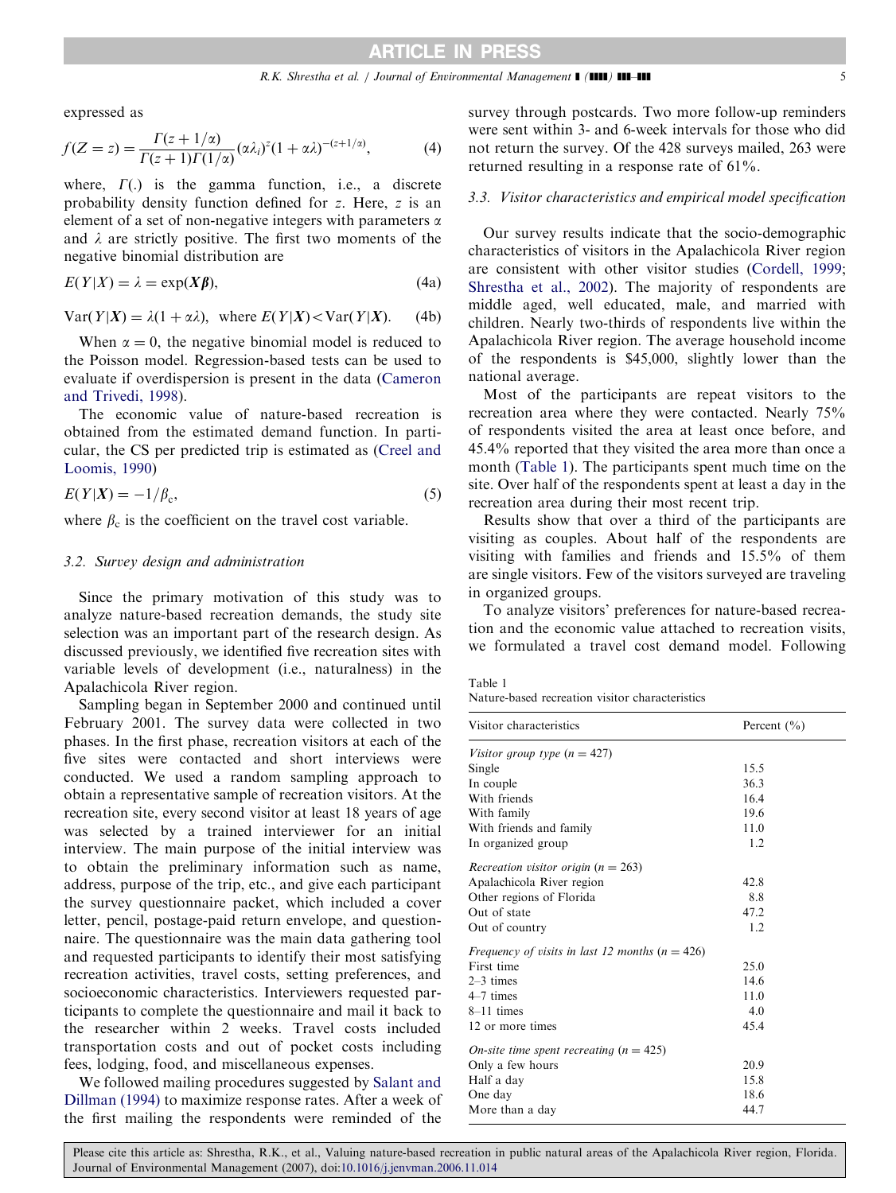expressed as

$$f(Z=z) = \frac{\Gamma(z+1/\alpha)}{\Gamma(z+1)\Gamma(1/\alpha)}(\alpha\lambda_i)^z(1+\alpha\lambda)^{-(z+1/\alpha)}, \tag{4}$$

where, $\Gamma(.)$ is the gamma function, i.e., a discrete probability density function defined for $z$. Here, $z$ is an element of a set of non-negative integers with parameters $\alpha$ and $\lambda$ are strictly positive. The first two moments of the negative binomial distribution are

$$E(Y|X) = \lambda = \exp(\boldsymbol{X\beta}), \tag{4a}$$

$$\text{Var}(Y|\boldsymbol{X}) = \lambda(1+\alpha\lambda), \text{ where } E(Y|\boldsymbol{X}) < \text{Var}(Y|\boldsymbol{X}). \tag{4b}$$

When $\alpha = 0$, the negative binomial model is reduced to the Poisson model. Regression-based tests can be used to evaluate if overdispersion is present in the data (Cameron and Trivedi, 1998).

The economic value of nature-based recreation is obtained from the estimated demand function. In particular, the CS per predicted trip is estimated as (Creel and Loomis, 1990)

$$E(Y|\boldsymbol{X}) = -1/\beta_c, \tag{5}$$

where $\beta_c$ is the coefficient on the travel cost variable.

### 3.2. Survey design and administration

Since the primary motivation of this study was to analyze nature-based recreation demands, the study site selection was an important part of the research design. As discussed previously, we identified five recreation sites with variable levels of development (i.e., naturalness) in the Apalachicola River region.

Sampling began in September 2000 and continued until February 2001. The survey data were collected in two phases. In the first phase, recreation visitors at each of the five sites were contacted and short interviews were conducted. We used a random sampling approach to obtain a representative sample of recreation visitors. At the recreation site, every second visitor at least 18 years of age was selected by a trained interviewer for an initial interview. The main purpose of the initial interview was to obtain the preliminary information such as name, address, purpose of the trip, etc., and give each participant the survey questionnaire packet, which included a cover letter, pencil, postage-paid return envelope, and questionnaire. The questionnaire was the main data gathering tool and requested participants to identify their most satisfying recreation activities, travel costs, setting preferences, and socioeconomic characteristics. Interviewers requested participants to complete the questionnaire and mail it back to the researcher within 2 weeks. Travel costs included transportation costs and out of pocket costs including fees, lodging, food, and miscellaneous expenses.

We followed mailing procedures suggested by Salant and Dillman (1994) to maximize response rates. After a week of the first mailing the respondents were reminded of the survey through postcards. Two more follow-up reminders were sent within 3- and 6-week intervals for those who did not return the survey. Of the 428 surveys mailed, 263 were returned resulting in a response rate of 61%.

### 3.3. Visitor characteristics and empirical model specification

Our survey results indicate that the socio-demographic characteristics of visitors in the Apalachicola River region are consistent with other visitor studies (Cordell, 1999; Shrestha et al., 2002). The majority of respondents are middle aged, well educated, male, and married with children. Nearly two-thirds of respondents live within the Apalachicola River region. The average household income of the respondents is \$45,000, slightly lower than the national average.

Most of the participants are repeat visitors to the recreation area where they were contacted. Nearly 75% of respondents visited the area at least once before, and 45.4% reported that they visited the area more than once a month (Table 1). The participants spent much time on the site. Over half of the respondents spent at least a day in the recreation area during their most recent trip.

Results show that over a third of the participants are visiting as couples. About half of the respondents are visiting with families and friends and 15.5% of them are single visitors. Few of the visitors surveyed are traveling in organized groups.

To analyze visitors' preferences for nature-based recreation and the economic value attached to recreation visits, we formulated a travel cost demand model. Following

Table 1
Nature-based recreation visitor characteristics

| Visitor characteristics | Percent (%) |
|---|---|
| *Visitor group type (n = 427)* | |
| Single | 15.5 |
| In couple | 36.3 |
| With friends | 16.4 |
| With family | 19.6 |
| With friends and family | 11.0 |
| In organized group | 1.2 |
| *Recreation visitor origin (n = 263)* | |
| Apalachicola River region | 42.8 |
| Other regions of Florida | 8.8 |
| Out of state | 47.2 |
| Out of country | 1.2 |
| *Frequency of visits in last 12 months (n = 426)* | |
| First time | 25.0 |
| 2–3 times | 14.6 |
| 4–7 times | 11.0 |
| 8–11 times | 4.0 |
| 12 or more times | 45.4 |
| *On-site time spent recreating (n = 425)* | |
| Only a few hours | 20.9 |
| Half a day | 15.8 |
| One day | 18.6 |
| More than a day | 44.7 |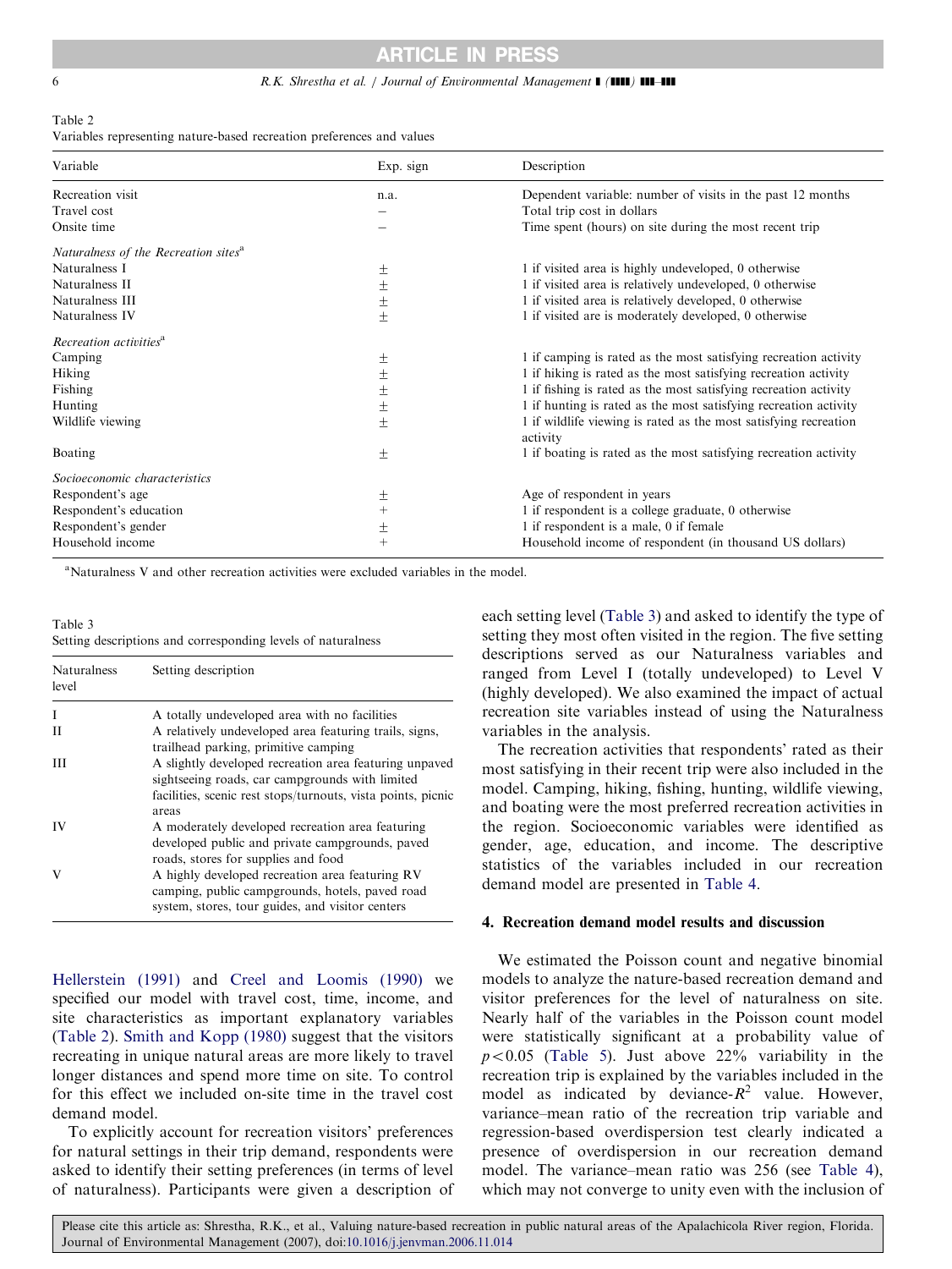Table 2
Variables representing nature-based recreation preferences and values

| Variable | Exp. sign | Description |
|---|---|---|
| Recreation visit | n.a. | Dependent variable: number of visits in the past 12 months |
| Travel cost | − | Total trip cost in dollars |
| Onsite time | − | Time spent (hours) on site during the most recent trip |
| *Naturalness of the Recreation sites*[a] | | |
| Naturalness I | ± | 1 if visited area is highly undeveloped, 0 otherwise |
| Naturalness II | ± | 1 if visited area is relatively undeveloped, 0 otherwise |
| Naturalness III | ± | 1 if visited area is relatively developed, 0 otherwise |
| Naturalness IV | ± | 1 if visited are is moderately developed, 0 otherwise |
| *Recreation activities*[a] | | |
| Camping | ± | 1 if camping is rated as the most satisfying recreation activity |
| Hiking | ± | 1 if hiking is rated as the most satisfying recreation activity |
| Fishing | ± | 1 if fishing is rated as the most satisfying recreation activity |
| Hunting | ± | 1 if hunting is rated as the most satisfying recreation activity |
| Wildlife viewing | ± | 1 if wildlife viewing is rated as the most satisfying recreation activity |
| Boating | ± | 1 if boating is rated as the most satisfying recreation activity |
| *Socioeconomic characteristics* | | |
| Respondent's age | ± | Age of respondent in years |
| Respondent's education | + | 1 if respondent is a college graduate, 0 otherwise |
| Respondent's gender | ± | 1 if respondent is a male, 0 if female |
| Household income | + | Household income of respondent (in thousand US dollars) |

[a]Naturalness V and other recreation activities were excluded variables in the model.

Table 3
Setting descriptions and corresponding levels of naturalness

| Naturalness level | Setting description |
|---|---|
| I | A totally undeveloped area with no facilities |
| II | A relatively undeveloped area featuring trails, signs, trailhead parking, primitive camping |
| III | A slightly developed recreation area featuring unpaved sightseeing roads, car campgrounds with limited facilities, scenic rest stops/turnouts, vista points, picnic areas |
| IV | A moderately developed recreation area featuring developed public and private campgrounds, paved roads, stores for supplies and food |
| V | A highly developed recreation area featuring RV camping, public campgrounds, hotels, paved road system, stores, tour guides, and visitor centers |

Hellerstein (1991) and Creel and Loomis (1990) we specified our model with travel cost, time, income, and site characteristics as important explanatory variables (Table 2). Smith and Kopp (1980) suggest that the visitors recreating in unique natural areas are more likely to travel longer distances and spend more time on site. To control for this effect we included on-site time in the travel cost demand model.

To explicitly account for recreation visitors' preferences for natural settings in their trip demand, respondents were asked to identify their setting preferences (in terms of level of naturalness). Participants were given a description of each setting level (Table 3) and asked to identify the type of setting they most often visited in the region. The five setting descriptions served as our Naturalness variables and ranged from Level I (totally undeveloped) to Level V (highly developed). We also examined the impact of actual recreation site variables instead of using the Naturalness variables in the analysis.

The recreation activities that respondents' rated as their most satisfying in their recent trip were also included in the model. Camping, hiking, fishing, hunting, wildlife viewing, and boating were the most preferred recreation activities in the region. Socioeconomic variables were identified as gender, age, education, and income. The descriptive statistics of the variables included in our recreation demand model are presented in Table 4.

## 4. Recreation demand model results and discussion

We estimated the Poisson count and negative binomial models to analyze the nature-based recreation demand and visitor preferences for the level of naturalness on site. Nearly half of the variables in the Poisson count model were statistically significant at a probability value of $p<0.05$ (Table 5). Just above 22% variability in the recreation trip is explained by the variables included in the model as indicated by deviance-$R^2$ value. However, variance–mean ratio of the recreation trip variable and regression-based overdispersion test clearly indicated a presence of overdispersion in our recreation demand model. The variance–mean ratio was 256 (see Table 4), which may not converge to unity even with the inclusion of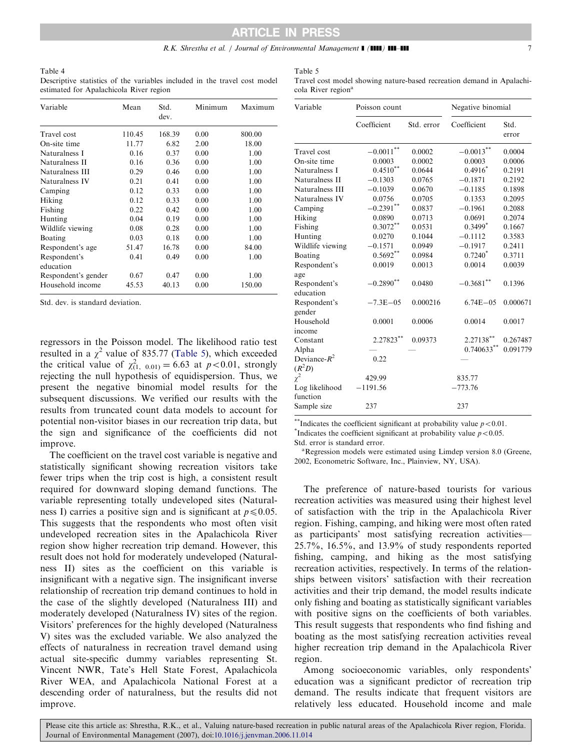Table 4
Descriptive statistics of the variables included in the travel cost model estimated for Apalachicola River region

| Variable | Mean | Std. dev. | Minimum | Maximum |
|---|---|---|---|---|
| Travel cost | 110.45 | 168.39 | 0.00 | 800.00 |
| On-site time | 11.77 | 6.82 | 2.00 | 18.00 |
| Naturalness I | 0.16 | 0.37 | 0.00 | 1.00 |
| Naturalness II | 0.16 | 0.36 | 0.00 | 1.00 |
| Naturalness III | 0.29 | 0.46 | 0.00 | 1.00 |
| Naturalness IV | 0.21 | 0.41 | 0.00 | 1.00 |
| Camping | 0.12 | 0.33 | 0.00 | 1.00 |
| Hiking | 0.12 | 0.33 | 0.00 | 1.00 |
| Fishing | 0.22 | 0.42 | 0.00 | 1.00 |
| Hunting | 0.04 | 0.19 | 0.00 | 1.00 |
| Wildlife viewing | 0.08 | 0.28 | 0.00 | 1.00 |
| Boating | 0.03 | 0.18 | 0.00 | 1.00 |
| Respondent's age | 51.47 | 16.78 | 0.00 | 84.00 |
| Respondent's education | 0.41 | 0.49 | 0.00 | 1.00 |
| Respondent's gender | 0.67 | 0.47 | 0.00 | 1.00 |
| Household income | 45.53 | 40.13 | 0.00 | 150.00 |

Std. dev. is standard deviation.

regressors in the Poisson model. The likelihood ratio test resulted in a $\chi^2$ value of 835.77 (Table 5), which exceeded the critical value of $\chi^2_{(1,\ 0.01)} = 6.63$ at $p<0.01$, strongly rejecting the null hypothesis of equidispersion. Thus, we present the negative binomial model results for the subsequent discussions. We verified our results with the results from truncated count data models to account for potential non-visitor biases in our recreation trip data, but the sign and significance of the coefficients did not improve.

The coefficient on the travel cost variable is negative and statistically significant showing recreation visitors take fewer trips when the trip cost is high, a consistent result required for downward sloping demand functions. The variable representing totally undeveloped sites (Naturalness I) carries a positive sign and is significant at $p\leqslant 0.05$. This suggests that the respondents who most often visit undeveloped recreation sites in the Apalachicola River region show higher recreation trip demand. However, this result does not hold for moderately undeveloped (Naturalness II) sites as the coefficient on this variable is insignificant with a negative sign. The insignificant inverse relationship of recreation trip demand continues to hold in the case of the slightly developed (Naturalness III) and moderately developed (Naturalness IV) sites of the region. Visitors' preferences for the highly developed (Naturalness V) sites was the excluded variable. We also analyzed the effects of naturalness in recreation travel demand using actual site-specific dummy variables representing St. Vincent NWR, Tate's Hell State Forest, Apalachicola River WEA, and Apalachicola National Forest at a descending order of naturalness, but the results did not improve.

Table 5
Travel cost model showing nature-based recreation demand in Apalachicola River region[a]

| Variable | Poisson count | | Negative binomial | |
|---|---|---|---|---|
| | Coefficient | Std. error | Coefficient | Std. error |
| Travel cost | −0.0011** | 0.0002 | −0.0013** | 0.0004 |
| On-site time | 0.0003 | 0.0002 | 0.0003 | 0.0006 |
| Naturalness I | 0.4510** | 0.0644 | 0.4916* | 0.2191 |
| Naturalness II | −0.1303 | 0.0765 | −0.1871 | 0.2192 |
| Naturalness III | −0.1039 | 0.0670 | −0.1185 | 0.1898 |
| Naturalness IV | 0.0756 | 0.0705 | 0.1353 | 0.2095 |
| Camping | −0.2391** | 0.0837 | −0.1961 | 0.2088 |
| Hiking | 0.0890 | 0.0713 | 0.0691 | 0.2074 |
| Fishing | 0.3072** | 0.0531 | 0.3499* | 0.1667 |
| Hunting | 0.0270 | 0.1044 | −0.1112 | 0.3583 |
| Wildlife viewing | −0.1571 | 0.0949 | −0.1917 | 0.2411 |
| Boating | 0.5692** | 0.0984 | 0.7240* | 0.3711 |
| Respondent's age | 0.0019 | 0.0013 | 0.0014 | 0.0039 |
| Respondent's education | −0.2890** | 0.0480 | −0.3681** | 0.1396 |
| Respondent's gender | −7.3E−05 | 0.000216 | 6.74E−05 | 0.000671 |
| Household income | 0.0001 | 0.0006 | 0.0014 | 0.0017 |
| Constant | 2.27823** | 0.09373 | 2.27138** | 0.267487 |
| Alpha | — | — | 0.740633** | 0.091779 |
| Deviance-$R^2$ ($R^2D$) | 0.22 | | — | |
| $\chi^2$ | 429.99 | | 835.77 | |
| Log likelihood function | −1191.56 | | −773.76 | |
| Sample size | 237 | | 237 | |

**Indicates the coefficient significant at probability value $p<0.01$.
*Indicates the coefficient significant at probability value $p<0.05$.
Std. error is standard error.
[a]Regression models were estimated using Limdep version 8.0 (Greene, 2002, Econometric Software, Inc., Plainview, NY, USA).

The preference of nature-based tourists for various recreation activities was measured using their highest level of satisfaction with the trip in the Apalachicola River region. Fishing, camping, and hiking were most often rated as participants' most satisfying recreation activities—25.7%, 16.5%, and 13.9% of study respondents reported fishing, camping, and hiking as the most satisfying recreation activities, respectively. In terms of the relationships between visitors' satisfaction with their recreation activities and their trip demand, the model results indicate only fishing and boating as statistically significant variables with positive signs on the coefficients of both variables. This result suggests that respondents who find fishing and boating as the most satisfying recreation activities reveal higher recreation trip demand in the Apalachicola River region.

Among socioeconomic variables, only respondents' education was a significant predictor of recreation trip demand. The results indicate that frequent visitors are relatively less educated. Household income and male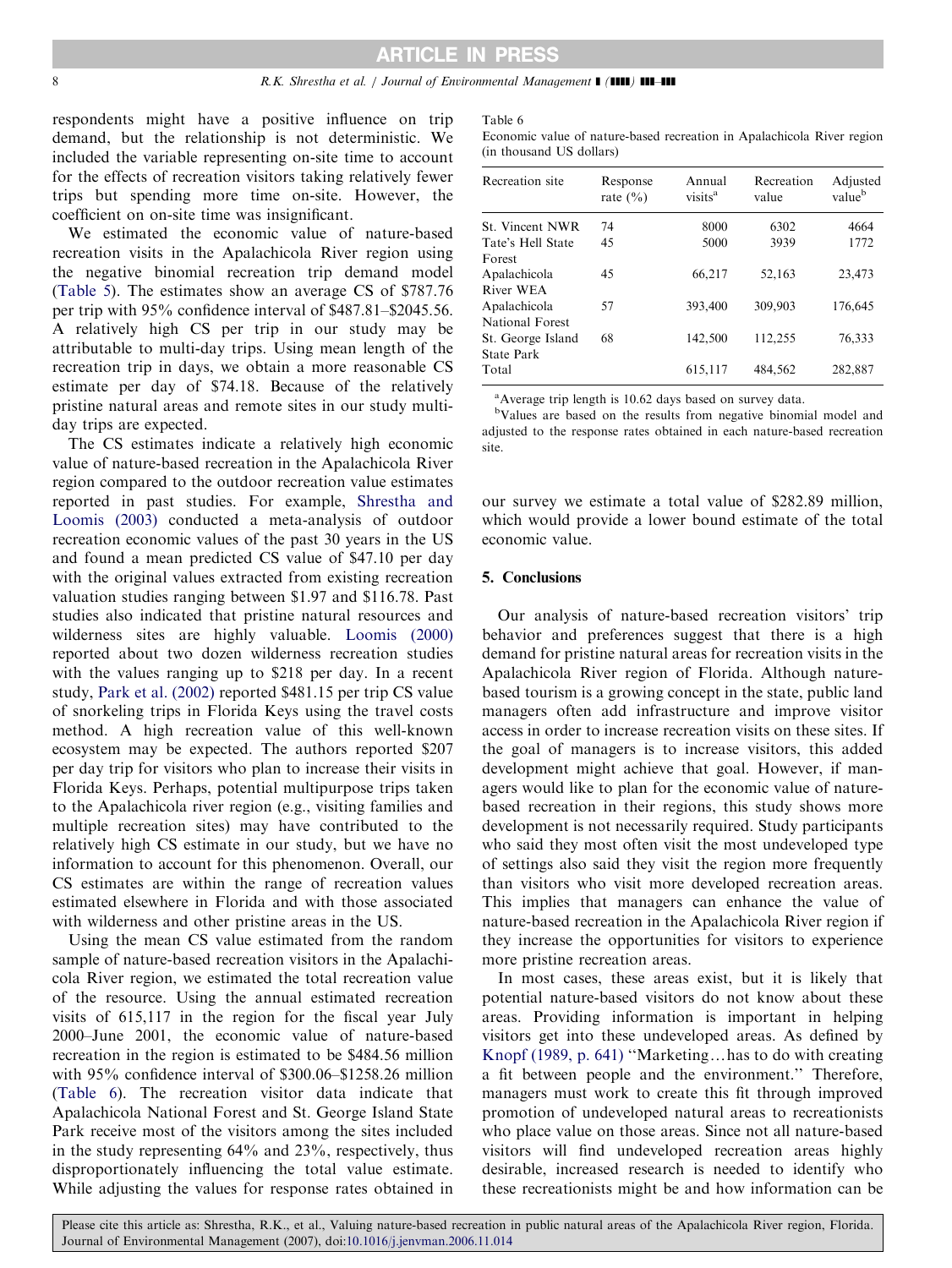respondents might have a positive influence on trip demand, but the relationship is not deterministic. We included the variable representing on-site time to account for the effects of recreation visitors taking relatively fewer trips but spending more time on-site. However, the coefficient on on-site time was insignificant.

We estimated the economic value of nature-based recreation visits in the Apalachicola River region using the negative binomial recreation trip demand model (Table 5). The estimates show an average CS of $787.76 per trip with 95% confidence interval of $487.81–$2045.56. A relatively high CS per trip in our study may be attributable to multi-day trips. Using mean length of the recreation trip in days, we obtain a more reasonable CS estimate per day of $74.18. Because of the relatively pristine natural areas and remote sites in our study multi-day trips are expected.

The CS estimates indicate a relatively high economic value of nature-based recreation in the Apalachicola River region compared to the outdoor recreation value estimates reported in past studies. For example, Shrestha and Loomis (2003) conducted a meta-analysis of outdoor recreation economic values of the past 30 years in the US and found a mean predicted CS value of $47.10 per day with the original values extracted from existing recreation valuation studies ranging between $1.97 and $116.78. Past studies also indicated that pristine natural resources and wilderness sites are highly valuable. Loomis (2000) reported about two dozen wilderness recreation studies with the values ranging up to $218 per day. In a recent study, Park et al. (2002) reported $481.15 per trip CS value of snorkeling trips in Florida Keys using the travel costs method. A high recreation value of this well-known ecosystem may be expected. The authors reported $207 per day trip for visitors who plan to increase their visits in Florida Keys. Perhaps, potential multipurpose trips taken to the Apalachicola river region (e.g., visiting families and multiple recreation sites) may have contributed to the relatively high CS estimate in our study, but we have no information to account for this phenomenon. Overall, our CS estimates are within the range of recreation values estimated elsewhere in Florida and with those associated with wilderness and other pristine areas in the US.

Using the mean CS value estimated from the random sample of nature-based recreation visitors in the Apalachicola River region, we estimated the total recreation value of the resource. Using the annual estimated recreation visits of 615,117 in the region for the fiscal year July 2000–June 2001, the economic value of nature-based recreation in the region is estimated to be $484.56 million with 95% confidence interval of $300.06–$1258.26 million (Table 6). The recreation visitor data indicate that Apalachicola National Forest and St. George Island State Park receive most of the visitors among the sites included in the study representing 64% and 23%, respectively, thus disproportionately influencing the total value estimate. While adjusting the values for response rates obtained in our survey we estimate a total value of $282.89 million, which would provide a lower bound estimate of the total economic value.

Table 6
Economic value of nature-based recreation in Apalachicola River region (in thousand US dollars)

| Recreation site | Response rate (%) | Annual visits[a] | Recreation value | Adjusted value[b] |
|---|---|---|---|---|
| St. Vincent NWR | 74 | 8000 | 6302 | 4664 |
| Tate's Hell State Forest | 45 | 5000 | 3939 | 1772 |
| Apalachicola River WEA | 45 | 66,217 | 52,163 | 23,473 |
| Apalachicola National Forest | 57 | 393,400 | 309,903 | 176,645 |
| St. George Island State Park | 68 | 142,500 | 112,255 | 76,333 |
| Total | | 615,117 | 484,562 | 282,887 |

[a]Average trip length is 10.62 days based on survey data.
[b]Values are based on the results from negative binomial model and adjusted to the response rates obtained in each nature-based recreation site.

## 5. Conclusions

Our analysis of nature-based recreation visitors' trip behavior and preferences suggest that there is a high demand for pristine natural areas for recreation visits in the Apalachicola River region of Florida. Although nature-based tourism is a growing concept in the state, public land managers often add infrastructure and improve visitor access in order to increase recreation visits on these sites. If the goal of managers is to increase visitors, this added development might achieve that goal. However, if managers would like to plan for the economic value of nature-based recreation in their regions, this study shows more development is not necessarily required. Study participants who said they most often visit the most undeveloped type of settings also said they visit the region more frequently than visitors who visit more developed recreation areas. This implies that managers can enhance the value of nature-based recreation in the Apalachicola River region if they increase the opportunities for visitors to experience more pristine recreation areas.

In most cases, these areas exist, but it is likely that potential nature-based visitors do not know about these areas. Providing information is important in helping visitors get into these undeveloped areas. As defined by Knopf (1989, p. 641) "Marketing…has to do with creating a fit between people and the environment." Therefore, managers must work to create this fit through improved promotion of undeveloped natural areas to recreationists who place value on those areas. Since not all nature-based visitors will find undeveloped recreation areas highly desirable, increased research is needed to identify who these recreationists might be and how information can be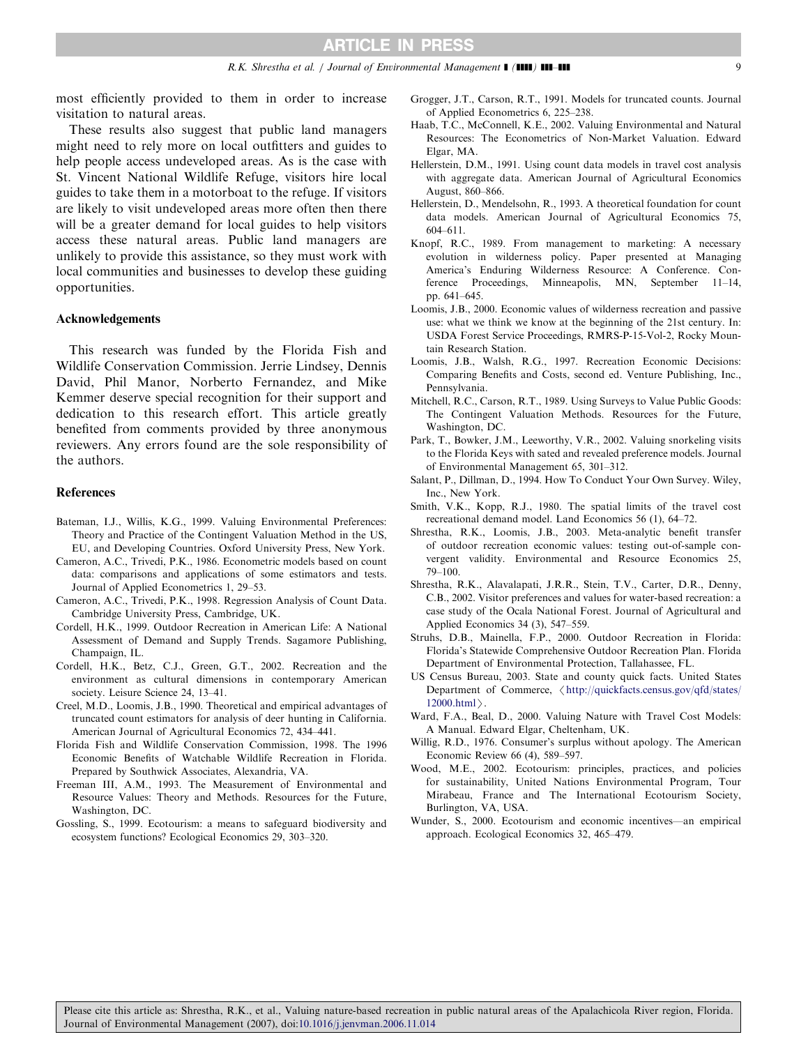most efficiently provided to them in order to increase visitation to natural areas.

These results also suggest that public land managers might need to rely more on local outfitters and guides to help people access undeveloped areas. As is the case with St. Vincent National Wildlife Refuge, visitors hire local guides to take them in a motorboat to the refuge. If visitors are likely to visit undeveloped areas more often then there will be a greater demand for local guides to help visitors access these natural areas. Public land managers are unlikely to provide this assistance, so they must work with local communities and businesses to develop these guiding opportunities.

## Acknowledgements

This research was funded by the Florida Fish and Wildlife Conservation Commission. Jerrie Lindsey, Dennis David, Phil Manor, Norberto Fernandez, and Mike Kemmer deserve special recognition for their support and dedication to this research effort. This article greatly benefited from comments provided by three anonymous reviewers. Any errors found are the sole responsibility of the authors.

## References

Bateman, I.J., Willis, K.G., 1999. Valuing Environmental Preferences: Theory and Practice of the Contingent Valuation Method in the US, EU, and Developing Countries. Oxford University Press, New York.

Cameron, A.C., Trivedi, P.K., 1986. Econometric models based on count data: comparisons and applications of some estimators and tests. Journal of Applied Econometrics 1, 29–53.

Cameron, A.C., Trivedi, P.K., 1998. Regression Analysis of Count Data. Cambridge University Press, Cambridge, UK.

Cordell, H.K., 1999. Outdoor Recreation in American Life: A National Assessment of Demand and Supply Trends. Sagamore Publishing, Champaign, IL.

Cordell, H.K., Betz, C.J., Green, G.T., 2002. Recreation and the environment as cultural dimensions in contemporary American society. Leisure Science 24, 13–41.

Creel, M.D., Loomis, J.B., 1990. Theoretical and empirical advantages of truncated count estimators for analysis of deer hunting in California. American Journal of Agricultural Economics 72, 434–441.

Florida Fish and Wildlife Conservation Commission, 1998. The 1996 Economic Benefits of Watchable Wildlife Recreation in Florida. Prepared by Southwick Associates, Alexandria, VA.

Freeman III, A.M., 1993. The Measurement of Environmental and Resource Values: Theory and Methods. Resources for the Future, Washington, DC.

Gossling, S., 1999. Ecotourism: a means to safeguard biodiversity and ecosystem functions? Ecological Economics 29, 303–320.

Grogger, J.T., Carson, R.T., 1991. Models for truncated counts. Journal of Applied Econometrics 6, 225–238.

Haab, T.C., McConnell, K.E., 2002. Valuing Environmental and Natural Resources: The Econometrics of Non-Market Valuation. Edward Elgar, MA.

Hellerstein, D.M., 1991. Using count data models in travel cost analysis with aggregate data. American Journal of Agricultural Economics August, 860–866.

Hellerstein, D., Mendelsohn, R., 1993. A theoretical foundation for count data models. American Journal of Agricultural Economics 75, 604–611.

Knopf, R.C., 1989. From management to marketing: A necessary evolution in wilderness policy. Paper presented at Managing America's Enduring Wilderness Resource: A Conference. Conference Proceedings, Minneapolis, MN, September 11–14, pp. 641–645.

Loomis, J.B., 2000. Economic values of wilderness recreation and passive use: what we think we know at the beginning of the 21st century. In: USDA Forest Service Proceedings, RMRS-P-15-Vol-2, Rocky Mountain Research Station.

Loomis, J.B., Walsh, R.G., 1997. Recreation Economic Decisions: Comparing Benefits and Costs, second ed. Venture Publishing, Inc., Pennsylvania.

Mitchell, R.C., Carson, R.T., 1989. Using Surveys to Value Public Goods: The Contingent Valuation Methods. Resources for the Future, Washington, DC.

Park, T., Bowker, J.M., Leeworthy, V.R., 2002. Valuing snorkeling visits to the Florida Keys with sated and revealed preference models. Journal of Environmental Management 65, 301–312.

Salant, P., Dillman, D., 1994. How To Conduct Your Own Survey. Wiley, Inc., New York.

Smith, V.K., Kopp, R.J., 1980. The spatial limits of the travel cost recreational demand model. Land Economics 56 (1), 64–72.

Shrestha, R.K., Loomis, J.B., 2003. Meta-analytic benefit transfer of outdoor recreation economic values: testing out-of-sample convergent validity. Environmental and Resource Economics 25, 79–100.

Shrestha, R.K., Alavalapati, J.R.R., Stein, T.V., Carter, D.R., Denny, C.B., 2002. Visitor preferences and values for water-based recreation: a case study of the Ocala National Forest. Journal of Agricultural and Applied Economics 34 (3), 547–559.

Struhs, D.B., Mainella, F.P., 2000. Outdoor Recreation in Florida: Florida's Statewide Comprehensive Outdoor Recreation Plan. Florida Department of Environmental Protection, Tallahassee, FL.

US Census Bureau, 2003. State and county quick facts. United States Department of Commerce, ⟨http://quickfacts.census.gov/qfd/states/12000.html⟩.

Ward, F.A., Beal, D., 2000. Valuing Nature with Travel Cost Models: A Manual. Edward Elgar, Cheltenham, UK.

Willig, R.D., 1976. Consumer's surplus without apology. The American Economic Review 66 (4), 589–597.

Wood, M.E., 2002. Ecotourism: principles, practices, and policies for sustainability, United Nations Environmental Program, Tour Mirabeau, France and The International Ecotourism Society, Burlington, VA, USA.

Wunder, S., 2000. Ecotourism and economic incentives—an empirical approach. Ecological Economics 32, 465–479.